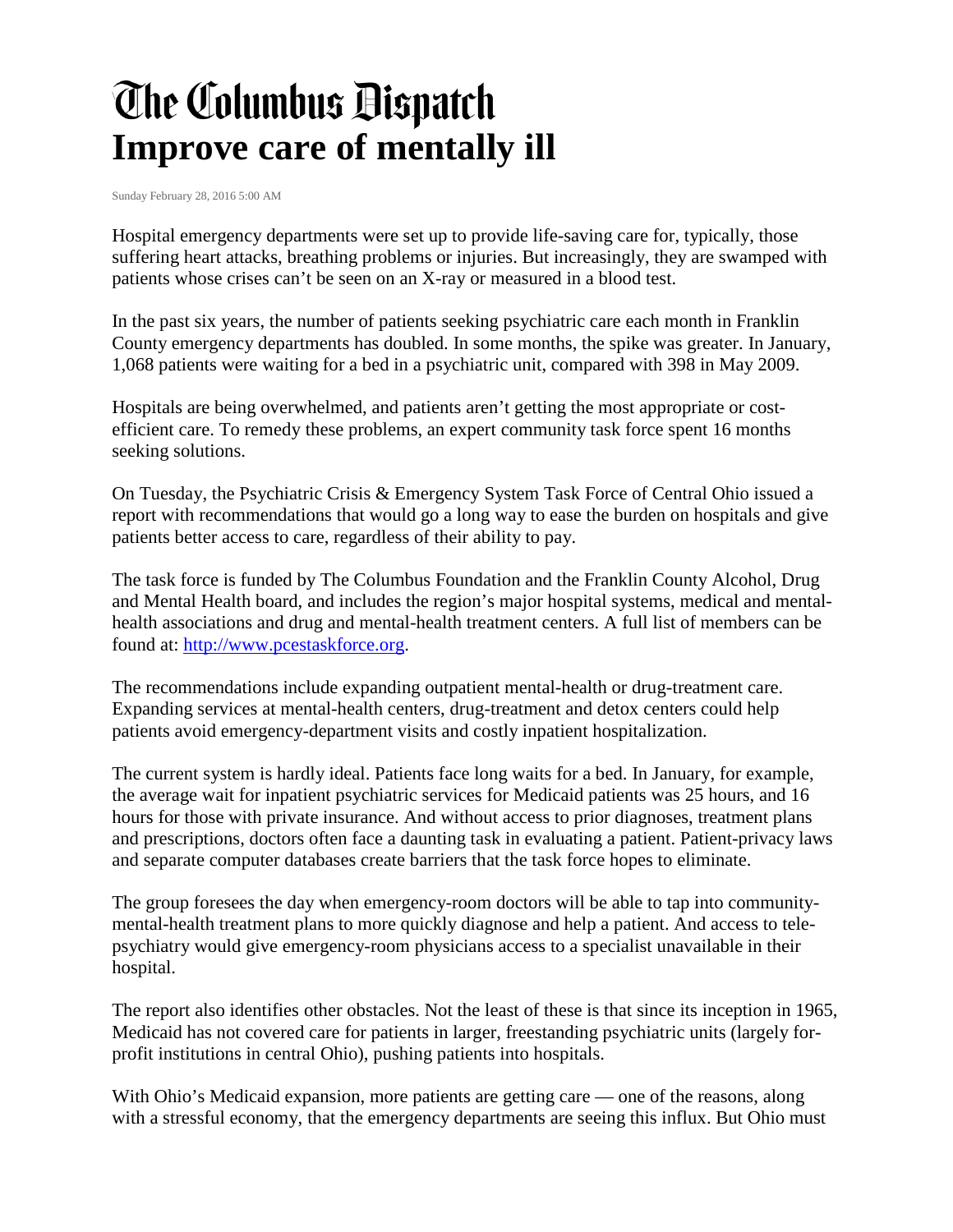# The Columbus Dispatch

# Improve care of mentally ill

Sunday February 28, 2016 5:00 AM

Hospital emergency departments were set up to provide life-saving care for, typically, those suffering heart attacks, breathing problems or injuries. But increasingly, they are swamped with patients whose crises can't be seen on an X-ray or measured in a blood test.

In the past six years, the number of patients seeking psychiatric care each month in Franklin County emergency departments has doubled. In some months, the spike was greater. In January, 1,068 patients were waiting for a bed in a psychiatric unit, compared with 398 in May 2009.

Hospitals are being overwhelmed, and patients aren't getting the most appropriate or cost-efficient care. To remedy these problems, an expert community task force spent 16 months seeking solutions.

On Tuesday, the Psychiatric Crisis & Emergency System Task Force of Central Ohio issued a report with recommendations that would go a long way to ease the burden on hospitals and give patients better access to care, regardless of their ability to pay.

The task force is funded by The Columbus Foundation and the Franklin County Alcohol, Drug and Mental Health board, and includes the region's major hospital systems, medical and mental-health associations and drug and mental-health treatment centers. A full list of members can be found at: [http://www.pcestaskforce.org](http://www.pcestaskforce.org).

The recommendations include expanding outpatient mental-health or drug-treatment care. Expanding services at mental-health centers, drug-treatment and detox centers could help patients avoid emergency-department visits and costly inpatient hospitalization.

The current system is hardly ideal. Patients face long waits for a bed. In January, for example, the average wait for inpatient psychiatric services for Medicaid patients was 25 hours, and 16 hours for those with private insurance. And without access to prior diagnoses, treatment plans and prescriptions, doctors often face a daunting task in evaluating a patient. Patient-privacy laws and separate computer databases create barriers that the task force hopes to eliminate.

The group foresees the day when emergency-room doctors will be able to tap into community-mental-health treatment plans to more quickly diagnose and help a patient. And access to tele-psychiatry would give emergency-room physicians access to a specialist unavailable in their hospital.

The report also identifies other obstacles. Not the least of these is that since its inception in 1965, Medicaid has not covered care for patients in larger, freestanding psychiatric units (largely for-profit institutions in central Ohio), pushing patients into hospitals.

With Ohio's Medicaid expansion, more patients are getting care — one of the reasons, along with a stressful economy, that the emergency departments are seeing this influx. But Ohio must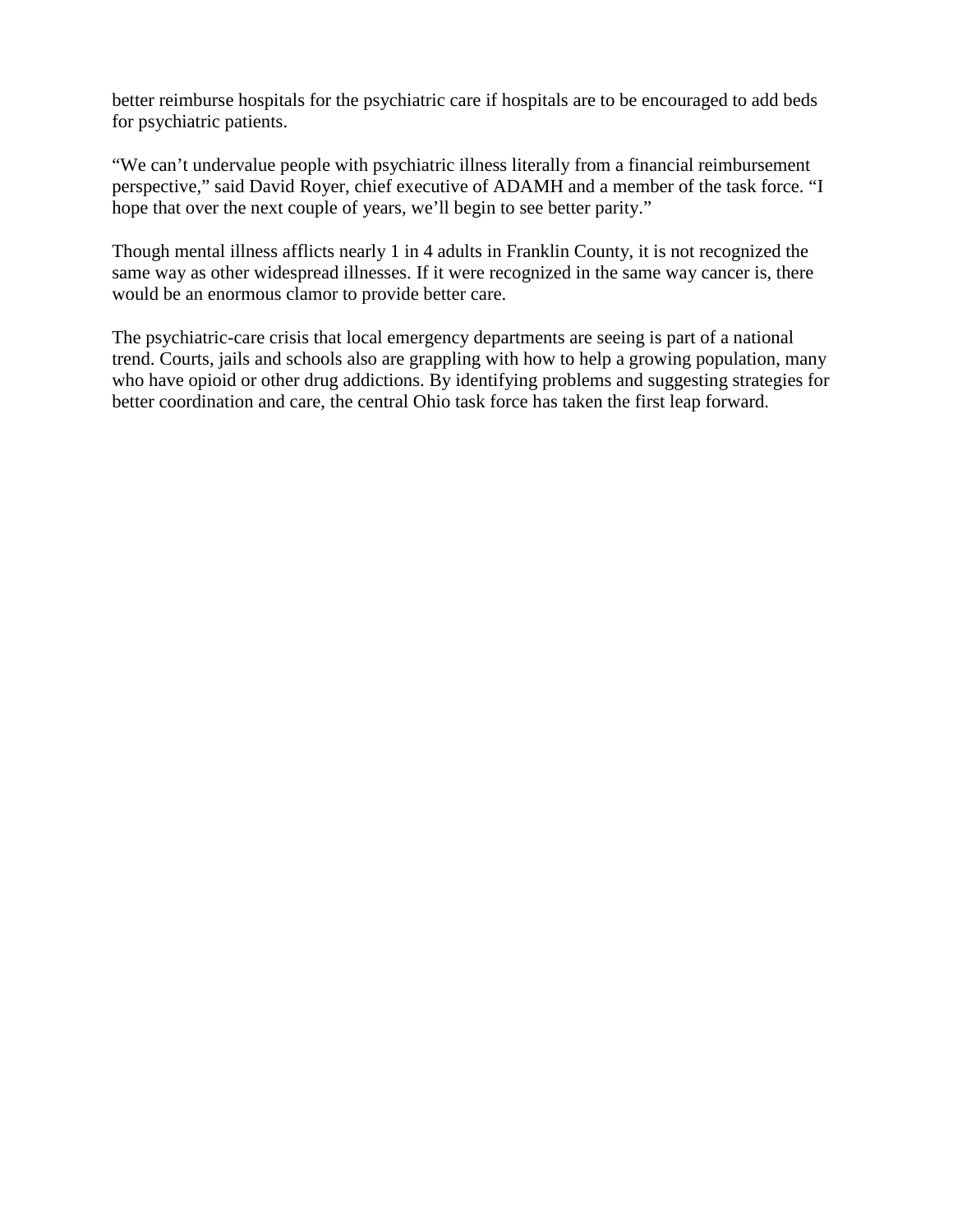better reimburse hospitals for the psychiatric care if hospitals are to be encouraged to add beds for psychiatric patients.

"We can't undervalue people with psychiatric illness literally from a financial reimbursement perspective," said David Royer, chief executive of ADAMH and a member of the task force. "I hope that over the next couple of years, we'll begin to see better parity."

Though mental illness afflicts nearly 1 in 4 adults in Franklin County, it is not recognized the same way as other widespread illnesses. If it were recognized in the same way cancer is, there would be an enormous clamor to provide better care.

The psychiatric-care crisis that local emergency departments are seeing is part of a national trend. Courts, jails and schools also are grappling with how to help a growing population, many who have opioid or other drug addictions. By identifying problems and suggesting strategies for better coordination and care, the central Ohio task force has taken the first leap forward.